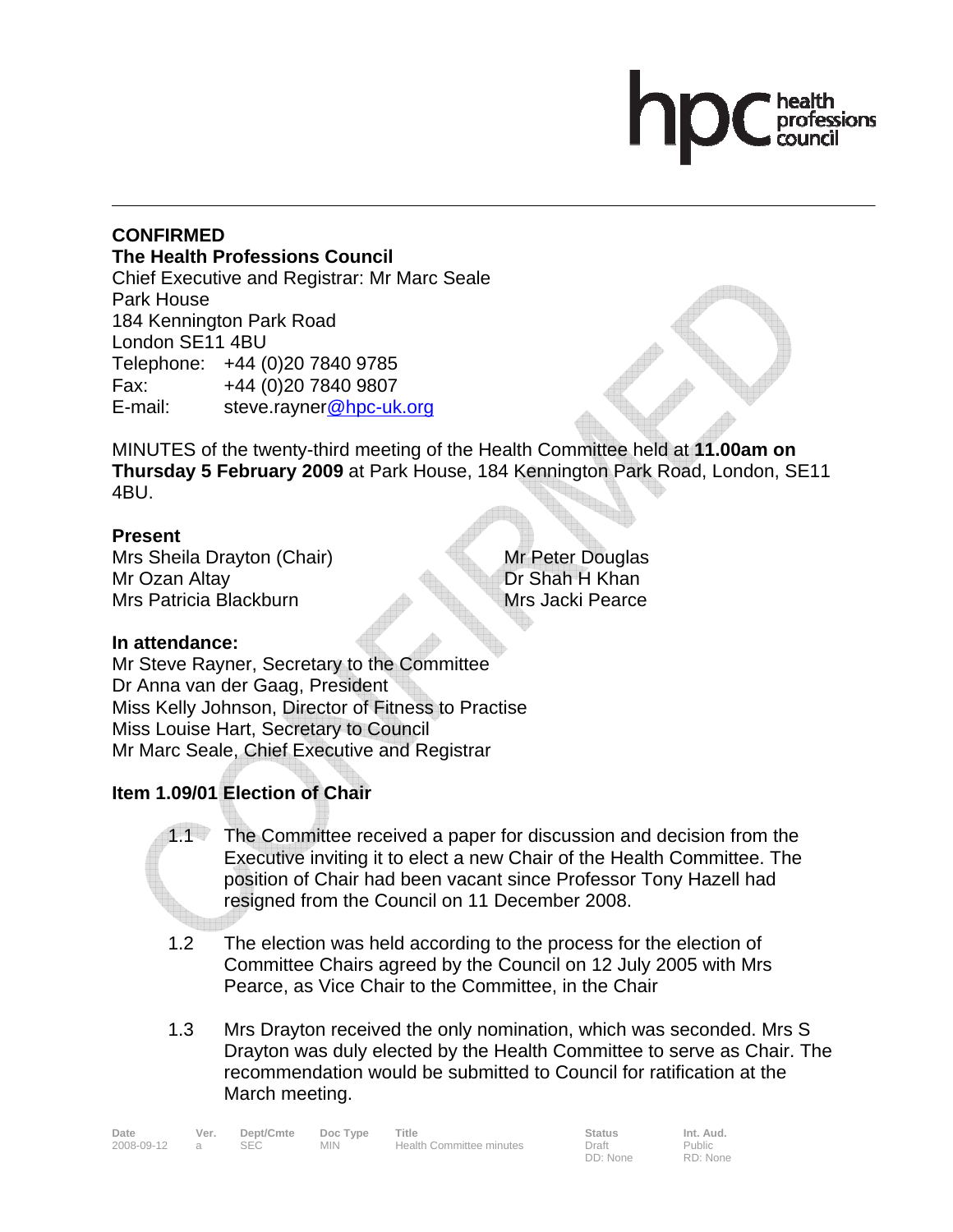**CONFIRMED**

**The Health Professions Council**
Chief Executive and Registrar: Mr Marc Seale
Park House
184 Kennington Park Road
London SE11 4BU
Telephone: +44 (0)20 7840 9785
Fax: +44 (0)20 7840 9807
E-mail: steve.rayner@hpc-uk.org

MINUTES of the twenty-third meeting of the Health Committee held at **11.00am on Thursday 5 February 2009** at Park House, 184 Kennington Park Road, London, SE11 4BU.

**Present**

Mrs Sheila Drayton (Chair)
Mr Ozan Altay
Mrs Patricia Blackburn
Mr Peter Douglas
Dr Shah H Khan
Mrs Jacki Pearce

**In attendance:**

Mr Steve Rayner, Secretary to the Committee
Dr Anna van der Gaag, President
Miss Kelly Johnson, Director of Fitness to Practise
Miss Louise Hart, Secretary to Council
Mr Marc Seale, Chief Executive and Registrar

## Item 1.09/01 Election of Chair

1.1 The Committee received a paper for discussion and decision from the Executive inviting it to elect a new Chair of the Health Committee. The position of Chair had been vacant since Professor Tony Hazell had resigned from the Council on 11 December 2008.

1.2 The election was held according to the process for the election of Committee Chairs agreed by the Council on 12 July 2005 with Mrs Pearce, as Vice Chair to the Committee, in the Chair

1.3 Mrs Drayton received the only nomination, which was seconded. Mrs S Drayton was duly elected by the Health Committee to serve as Chair. The recommendation would be submitted to Council for ratification at the March meeting.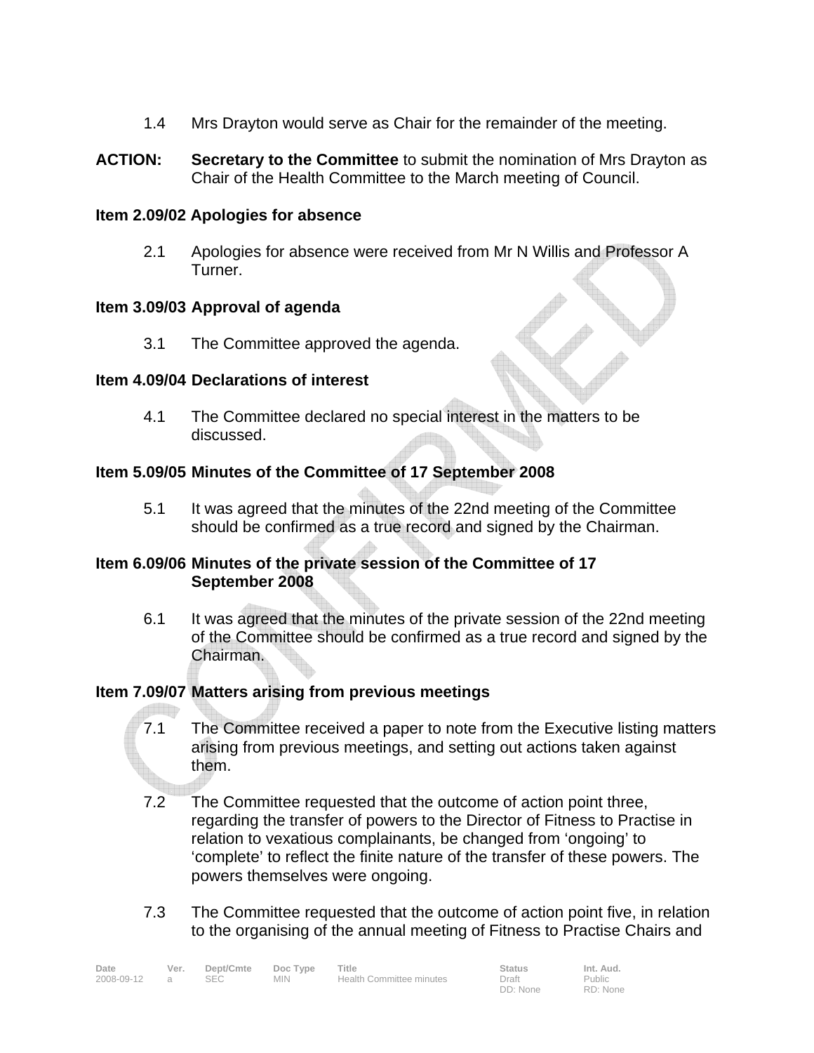1.4 Mrs Drayton would serve as Chair for the remainder of the meeting.

**ACTION:** **Secretary to the Committee** to submit the nomination of Mrs Drayton as Chair of the Health Committee to the March meeting of Council.

**Item 2.09/02 Apologies for absence**

2.1 Apologies for absence were received from Mr N Willis and Professor A Turner.

**Item 3.09/03 Approval of agenda**

3.1 The Committee approved the agenda.

**Item 4.09/04 Declarations of interest**

4.1 The Committee declared no special interest in the matters to be discussed.

**Item 5.09/05 Minutes of the Committee of 17 September 2008**

5.1 It was agreed that the minutes of the 22nd meeting of the Committee should be confirmed as a true record and signed by the Chairman.

**Item 6.09/06 Minutes of the private session of the Committee of 17 September 2008**

6.1 It was agreed that the minutes of the private session of the 22nd meeting of the Committee should be confirmed as a true record and signed by the Chairman.

**Item 7.09/07 Matters arising from previous meetings**

7.1 The Committee received a paper to note from the Executive listing matters arising from previous meetings, and setting out actions taken against them.

7.2 The Committee requested that the outcome of action point three, regarding the transfer of powers to the Director of Fitness to Practise in relation to vexatious complainants, be changed from 'ongoing' to 'complete' to reflect the finite nature of the transfer of these powers. The powers themselves were ongoing.

7.3 The Committee requested that the outcome of action point five, in relation to the organising of the annual meeting of Fitness to Practise Chairs and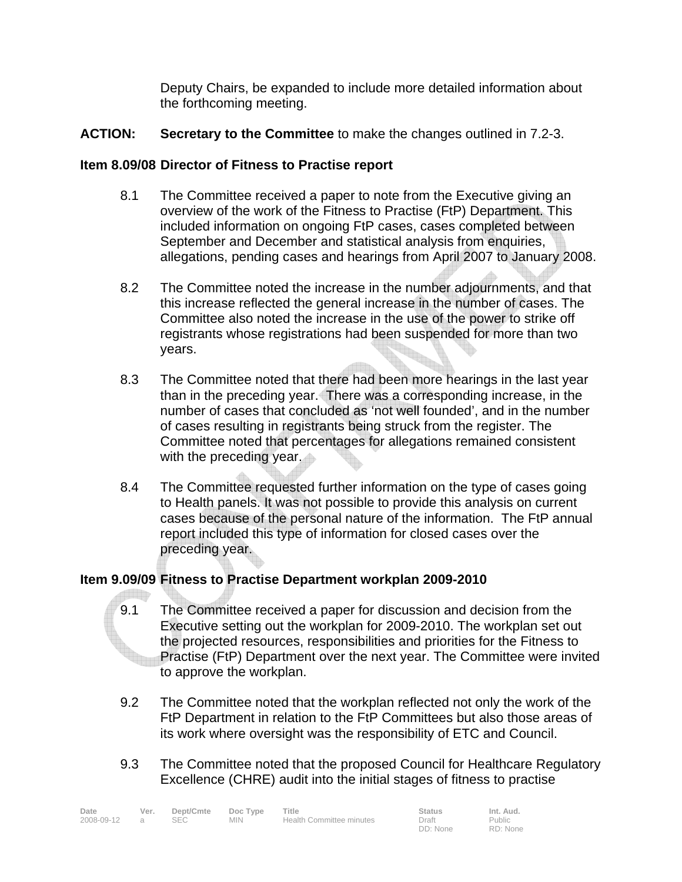Deputy Chairs, be expanded to include more detailed information about the forthcoming meeting.

**ACTION:** **Secretary to the Committee** to make the changes outlined in 7.2-3.

**Item 8.09/08 Director of Fitness to Practise report**

8.1 The Committee received a paper to note from the Executive giving an overview of the work of the Fitness to Practise (FtP) Department. This included information on ongoing FtP cases, cases completed between September and December and statistical analysis from enquiries, allegations, pending cases and hearings from April 2007 to January 2008.

8.2 The Committee noted the increase in the number adjournments, and that this increase reflected the general increase in the number of cases. The Committee also noted the increase in the use of the power to strike off registrants whose registrations had been suspended for more than two years.

8.3 The Committee noted that there had been more hearings in the last year than in the preceding year. There was a corresponding increase, in the number of cases that concluded as 'not well founded', and in the number of cases resulting in registrants being struck from the register. The Committee noted that percentages for allegations remained consistent with the preceding year.

8.4 The Committee requested further information on the type of cases going to Health panels. It was not possible to provide this analysis on current cases because of the personal nature of the information. The FtP annual report included this type of information for closed cases over the preceding year.

**Item 9.09/09 Fitness to Practise Department workplan 2009-2010**

9.1 The Committee received a paper for discussion and decision from the Executive setting out the workplan for 2009-2010. The workplan set out the projected resources, responsibilities and priorities for the Fitness to Practise (FtP) Department over the next year. The Committee were invited to approve the workplan.

9.2 The Committee noted that the workplan reflected not only the work of the FtP Department in relation to the FtP Committees but also those areas of its work where oversight was the responsibility of ETC and Council.

9.3 The Committee noted that the proposed Council for Healthcare Regulatory Excellence (CHRE) audit into the initial stages of fitness to practise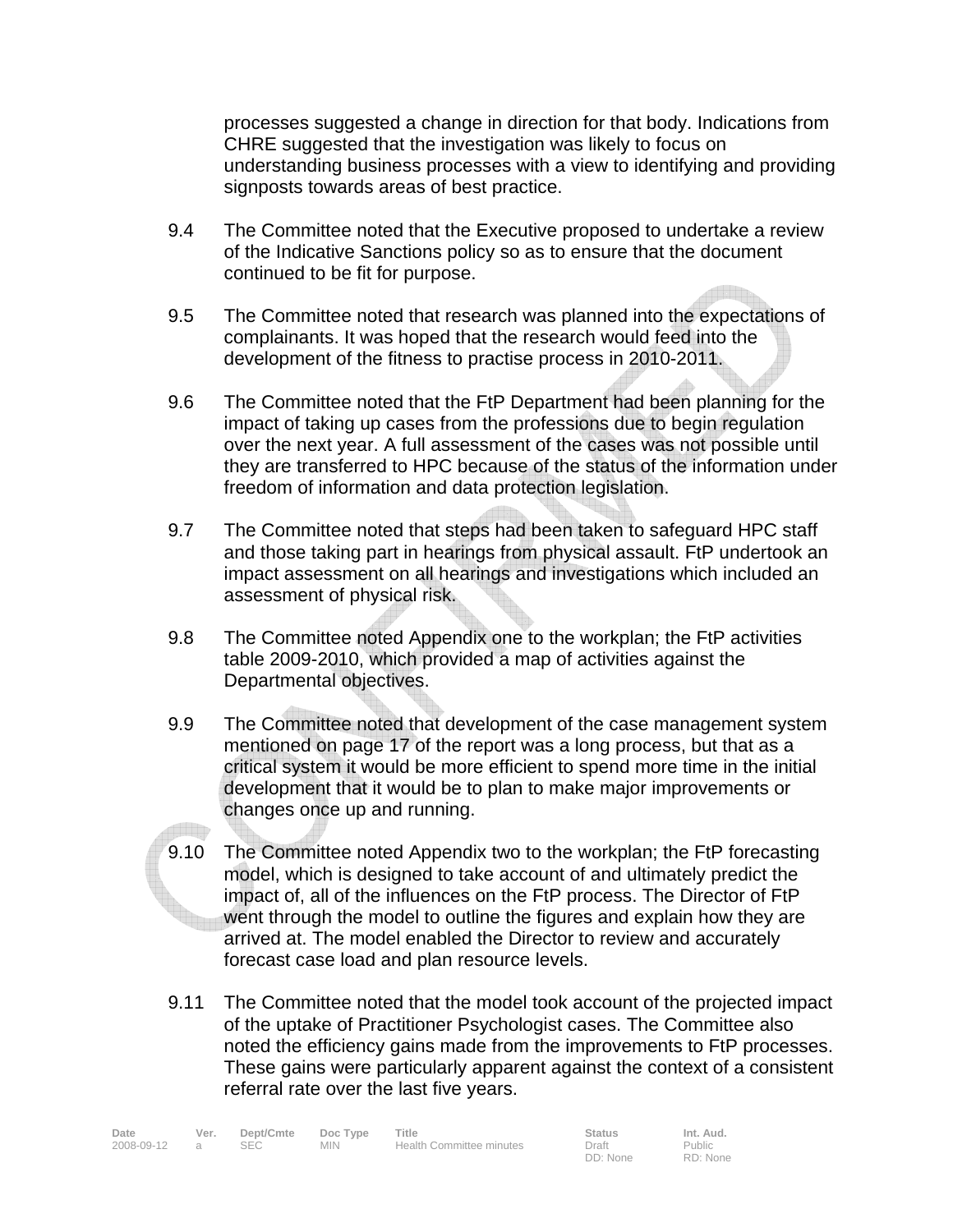processes suggested a change in direction for that body. Indications from CHRE suggested that the investigation was likely to focus on understanding business processes with a view to identifying and providing signposts towards areas of best practice.

9.4 The Committee noted that the Executive proposed to undertake a review of the Indicative Sanctions policy so as to ensure that the document continued to be fit for purpose.

9.5 The Committee noted that research was planned into the expectations of complainants. It was hoped that the research would feed into the development of the fitness to practise process in 2010-2011.

9.6 The Committee noted that the FtP Department had been planning for the impact of taking up cases from the professions due to begin regulation over the next year. A full assessment of the cases was not possible until they are transferred to HPC because of the status of the information under freedom of information and data protection legislation.

9.7 The Committee noted that steps had been taken to safeguard HPC staff and those taking part in hearings from physical assault. FtP undertook an impact assessment on all hearings and investigations which included an assessment of physical risk.

9.8 The Committee noted Appendix one to the workplan; the FtP activities table 2009-2010, which provided a map of activities against the Departmental objectives.

9.9 The Committee noted that development of the case management system mentioned on page 17 of the report was a long process, but that as a critical system it would be more efficient to spend more time in the initial development that it would be to plan to make major improvements or changes once up and running.

9.10 The Committee noted Appendix two to the workplan; the FtP forecasting model, which is designed to take account of and ultimately predict the impact of, all of the influences on the FtP process. The Director of FtP went through the model to outline the figures and explain how they are arrived at. The model enabled the Director to review and accurately forecast case load and plan resource levels.

9.11 The Committee noted that the model took account of the projected impact of the uptake of Practitioner Psychologist cases. The Committee also noted the efficiency gains made from the improvements to FtP processes. These gains were particularly apparent against the context of a consistent referral rate over the last five years.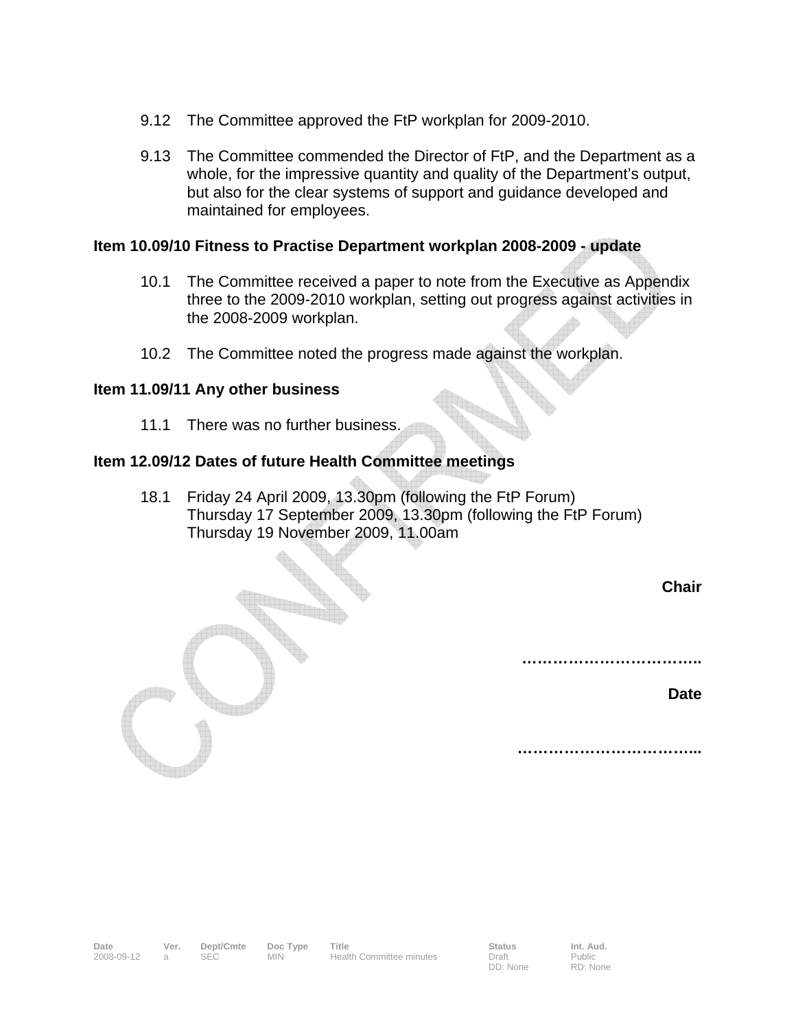9.12 The Committee approved the FtP workplan for 2009-2010.

9.13 The Committee commended the Director of FtP, and the Department as a whole, for the impressive quantity and quality of the Department's output, but also for the clear systems of support and guidance developed and maintained for employees.

**Item 10.09/10 Fitness to Practise Department workplan 2008-2009 - update**

10.1 The Committee received a paper to note from the Executive as Appendix three to the 2009-2010 workplan, setting out progress against activities in the 2008-2009 workplan.

10.2 The Committee noted the progress made against the workplan.

**Item 11.09/11 Any other business**

11.1 There was no further business.

**Item 12.09/12 Dates of future Health Committee meetings**

18.1 Friday 24 April 2009, 13.30pm (following the FtP Forum)
Thursday 17 September 2009, 13.30pm (following the FtP Forum)
Thursday 19 November 2009, 11.00am

**Chair**

……………………………..

**Date**

……………………………...

CONFIRMED